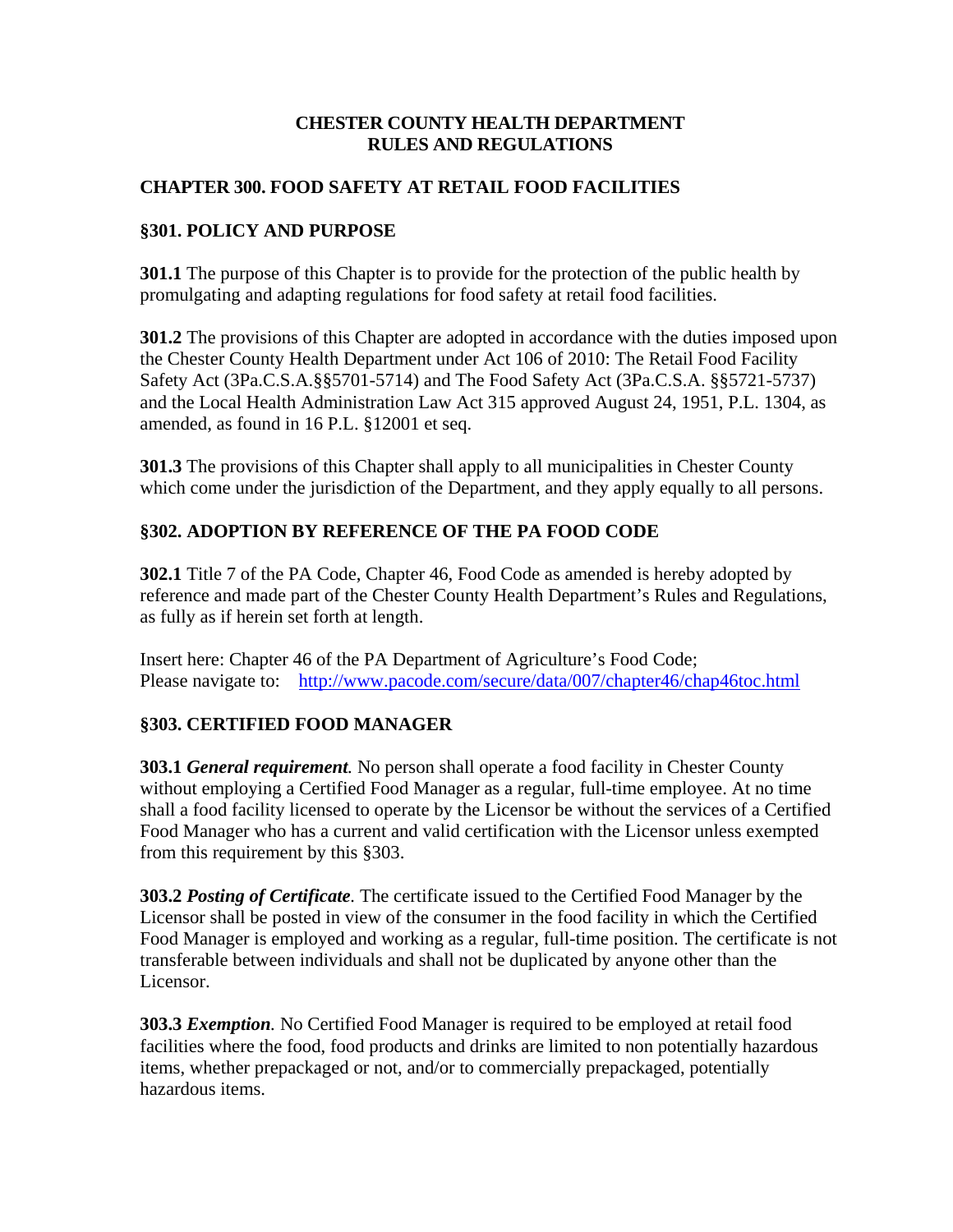# CHESTER COUNTY HEALTH DEPARTMENT
# RULES AND REGULATIONS

## CHAPTER 300. FOOD SAFETY AT RETAIL FOOD FACILITIES

### §301. POLICY AND PURPOSE

**301.1** The purpose of this Chapter is to provide for the protection of the public health by promulgating and adapting regulations for food safety at retail food facilities.

**301.2** The provisions of this Chapter are adopted in accordance with the duties imposed upon the Chester County Health Department under Act 106 of 2010: The Retail Food Facility Safety Act (3Pa.C.S.A.§§5701-5714) and The Food Safety Act (3Pa.C.S.A. §§5721-5737) and the Local Health Administration Law Act 315 approved August 24, 1951, P.L. 1304, as amended, as found in 16 P.L. §12001 et seq.

**301.3** The provisions of this Chapter shall apply to all municipalities in Chester County which come under the jurisdiction of the Department, and they apply equally to all persons.

### §302. ADOPTION BY REFERENCE OF THE PA FOOD CODE

**302.1** Title 7 of the PA Code, Chapter 46, Food Code as amended is hereby adopted by reference and made part of the Chester County Health Department's Rules and Regulations, as fully as if herein set forth at length.

Insert here: Chapter 46 of the PA Department of Agriculture's Food Code;
Please navigate to: http://www.pacode.com/secure/data/007/chapter46/chap46toc.html

### §303. CERTIFIED FOOD MANAGER

**303.1** ***General requirement.*** No person shall operate a food facility in Chester County without employing a Certified Food Manager as a regular, full-time employee. At no time shall a food facility licensed to operate by the Licensor be without the services of a Certified Food Manager who has a current and valid certification with the Licensor unless exempted from this requirement by this §303.

**303.2** ***Posting of Certificate.*** The certificate issued to the Certified Food Manager by the Licensor shall be posted in view of the consumer in the food facility in which the Certified Food Manager is employed and working as a regular, full-time position. The certificate is not transferable between individuals and shall not be duplicated by anyone other than the Licensor.

**303.3** ***Exemption.*** No Certified Food Manager is required to be employed at retail food facilities where the food, food products and drinks are limited to non potentially hazardous items, whether prepackaged or not, and/or to commercially prepackaged, potentially hazardous items.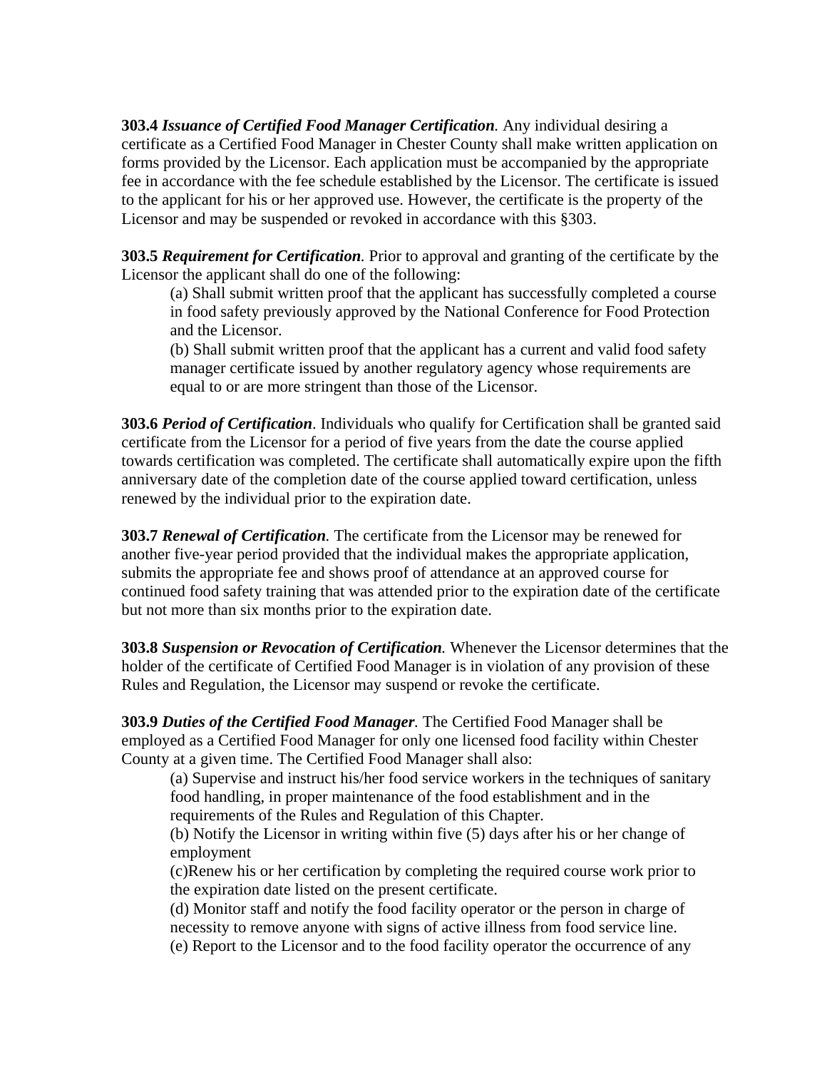**303.4** ***Issuance of Certified Food Manager Certification.*** Any individual desiring a certificate as a Certified Food Manager in Chester County shall make written application on forms provided by the Licensor. Each application must be accompanied by the appropriate fee in accordance with the fee schedule established by the Licensor. The certificate is issued to the applicant for his or her approved use. However, the certificate is the property of the Licensor and may be suspended or revoked in accordance with this §303.

**303.5** ***Requirement for Certification.*** Prior to approval and granting of the certificate by the Licensor the applicant shall do one of the following:

> (a) Shall submit written proof that the applicant has successfully completed a course in food safety previously approved by the National Conference for Food Protection and the Licensor.
>
> (b) Shall submit written proof that the applicant has a current and valid food safety manager certificate issued by another regulatory agency whose requirements are equal to or are more stringent than those of the Licensor.

**303.6** ***Period of Certification***. Individuals who qualify for Certification shall be granted said certificate from the Licensor for a period of five years from the date the course applied towards certification was completed. The certificate shall automatically expire upon the fifth anniversary date of the completion date of the course applied toward certification, unless renewed by the individual prior to the expiration date.

**303.7** ***Renewal of Certification.*** The certificate from the Licensor may be renewed for another five-year period provided that the individual makes the appropriate application, submits the appropriate fee and shows proof of attendance at an approved course for continued food safety training that was attended prior to the expiration date of the certificate but not more than six months prior to the expiration date.

**303.8** ***Suspension or Revocation of Certification.*** Whenever the Licensor determines that the holder of the certificate of Certified Food Manager is in violation of any provision of these Rules and Regulation, the Licensor may suspend or revoke the certificate.

**303.9** ***Duties of the Certified Food Manager.*** The Certified Food Manager shall be employed as a Certified Food Manager for only one licensed food facility within Chester County at a given time. The Certified Food Manager shall also:

> (a) Supervise and instruct his/her food service workers in the techniques of sanitary food handling, in proper maintenance of the food establishment and in the requirements of the Rules and Regulation of this Chapter.
>
> (b) Notify the Licensor in writing within five (5) days after his or her change of employment
>
> (c)Renew his or her certification by completing the required course work prior to the expiration date listed on the present certificate.
>
> (d) Monitor staff and notify the food facility operator or the person in charge of necessity to remove anyone with signs of active illness from food service line.
>
> (e) Report to the Licensor and to the food facility operator the occurrence of any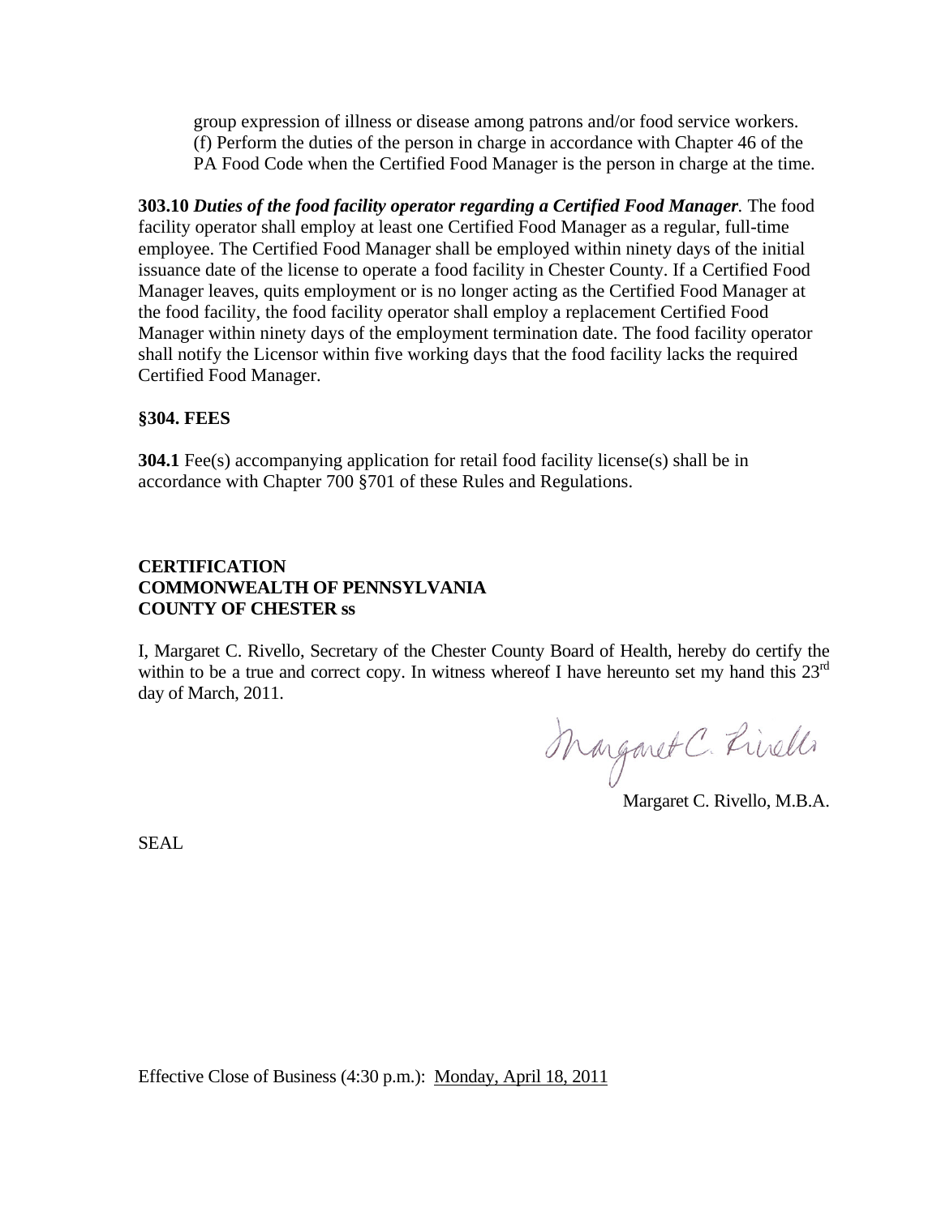group expression of illness or disease among patrons and/or food service workers.
(f) Perform the duties of the person in charge in accordance with Chapter 46 of the PA Food Code when the Certified Food Manager is the person in charge at the time.

**303.10** ***Duties of the food facility operator regarding a Certified Food Manager.*** The food facility operator shall employ at least one Certified Food Manager as a regular, full-time employee. The Certified Food Manager shall be employed within ninety days of the initial issuance date of the license to operate a food facility in Chester County. If a Certified Food Manager leaves, quits employment or is no longer acting as the Certified Food Manager at the food facility, the food facility operator shall employ a replacement Certified Food Manager within ninety days of the employment termination date. The food facility operator shall notify the Licensor within five working days that the food facility lacks the required Certified Food Manager.

## §304. FEES

**304.1** Fee(s) accompanying application for retail food facility license(s) shall be in accordance with Chapter 700 §701 of these Rules and Regulations.

**CERTIFICATION**
**COMMONWEALTH OF PENNSYLVANIA**
**COUNTY OF CHESTER ss**

I, Margaret C. Rivello, Secretary of the Chester County Board of Health, hereby do certify the within to be a true and correct copy. In witness whereof I have hereunto set my hand this 23rd day of March, 2011.

Margaret C. Rivello

Margaret C. Rivello, M.B.A.

SEAL

Effective Close of Business (4:30 p.m.): Monday, April 18, 2011